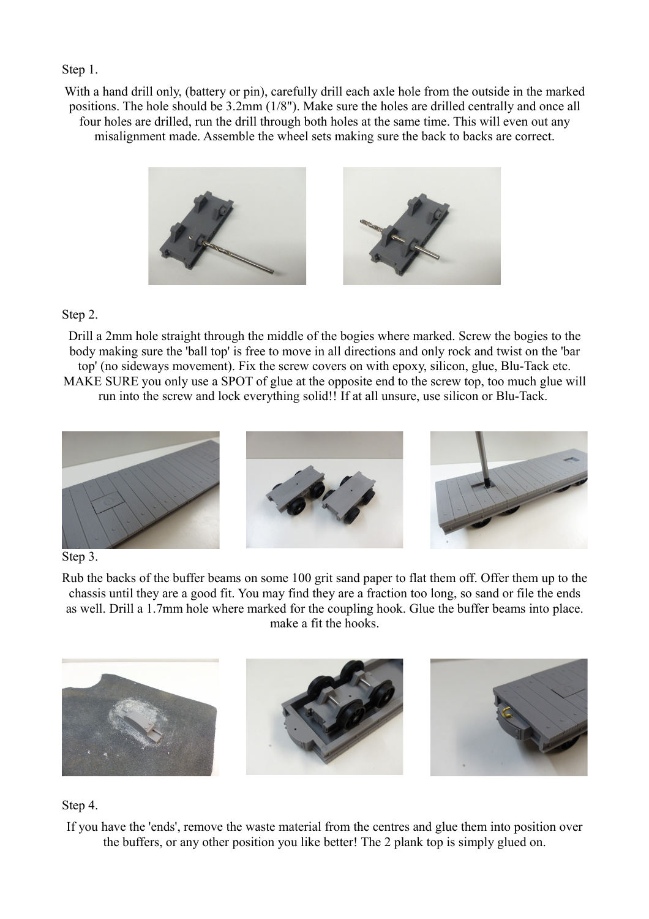Step 1.

With a hand drill only, (battery or pin), carefully drill each axle hole from the outside in the marked positions. The hole should be 3.2mm (1/8"). Make sure the holes are drilled centrally and once all four holes are drilled, run the drill through both holes at the same time. This will even out any misalignment made. Assemble the wheel sets making sure the back to backs are correct.

Step 2.

Drill a 2mm hole straight through the middle of the bogies where marked. Screw the bogies to the body making sure the 'ball top' is free to move in all directions and only rock and twist on the 'bar top' (no sideways movement). Fix the screw covers on with epoxy, silicon, glue, Blu-Tack etc. MAKE SURE you only use a SPOT of glue at the opposite end to the screw top, too much glue will run into the screw and lock everything solid!! If at all unsure, use silicon or Blu-Tack.

Step 3.

Rub the backs of the buffer beams on some 100 grit sand paper to flat them off. Offer them up to the chassis until they are a good fit. You may find they are a fraction too long, so sand or file the ends as well. Drill a 1.7mm hole where marked for the coupling hook. Glue the buffer beams into place. make a fit the hooks.

Step 4.

If you have the 'ends', remove the waste material from the centres and glue them into position over the buffers, or any other position you like better! The 2 plank top is simply glued on.